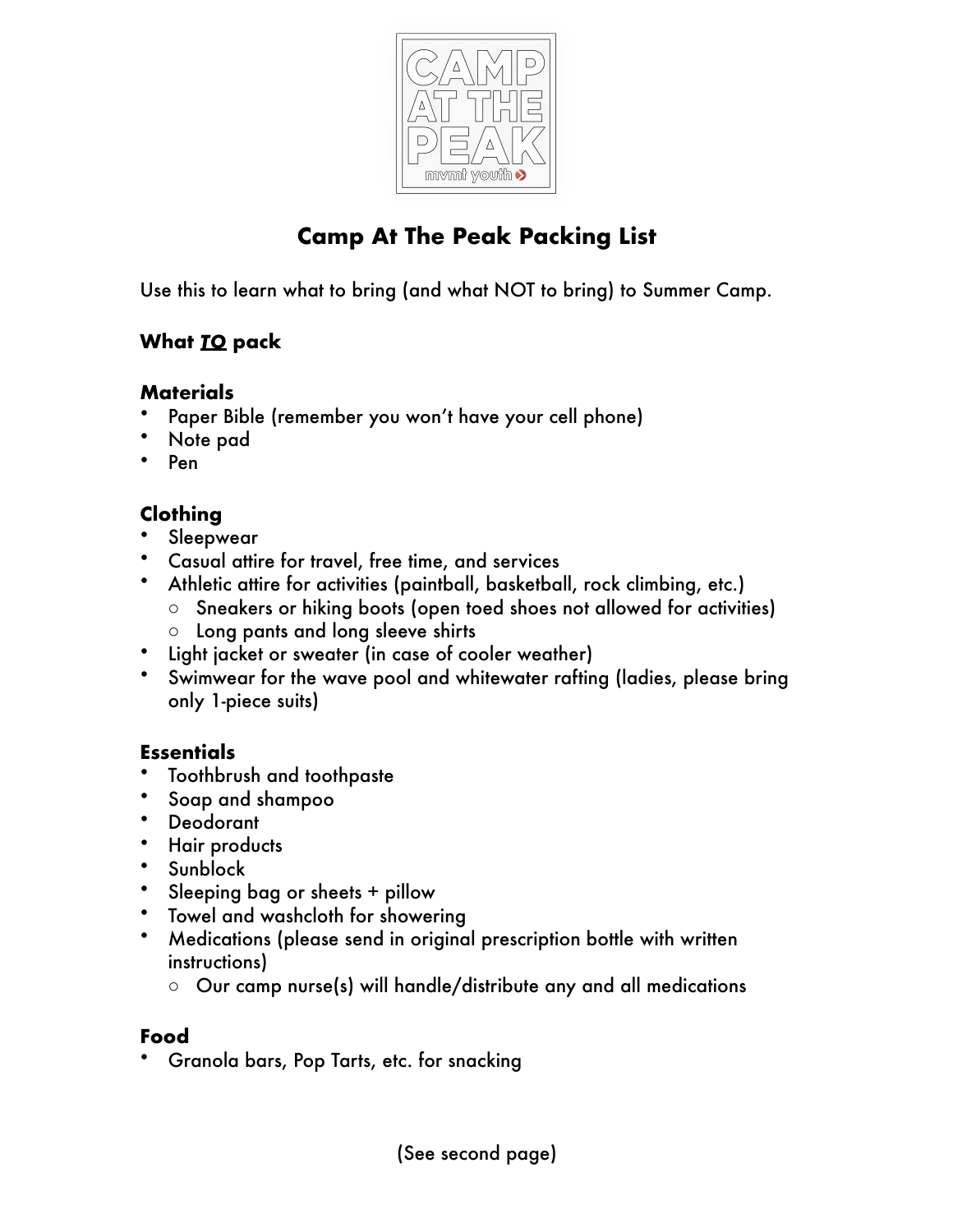# Camp At The Peak Packing List

Use this to learn what to bring (and what NOT to bring) to Summer Camp.

## What ***TO*** pack

### Materials

- Paper Bible (remember you won't have your cell phone)
- Note pad
- Pen

### Clothing

- Sleepwear
- Casual attire for travel, free time, and services
- Athletic attire for activities (paintball, basketball, rock climbing, etc.)
  - Sneakers or hiking boots (open toed shoes not allowed for activities)
  - Long pants and long sleeve shirts
- Light jacket or sweater (in case of cooler weather)
- Swimwear for the wave pool and whitewater rafting (ladies, please bring only 1-piece suits)

### Essentials

- Toothbrush and toothpaste
- Soap and shampoo
- Deodorant
- Hair products
- Sunblock
- Sleeping bag or sheets + pillow
- Towel and washcloth for showering
- Medications (please send in original prescription bottle with written instructions)
  - Our camp nurse(s) will handle/distribute any and all medications

### Food

- Granola bars, Pop Tarts, etc. for snacking

(See second page)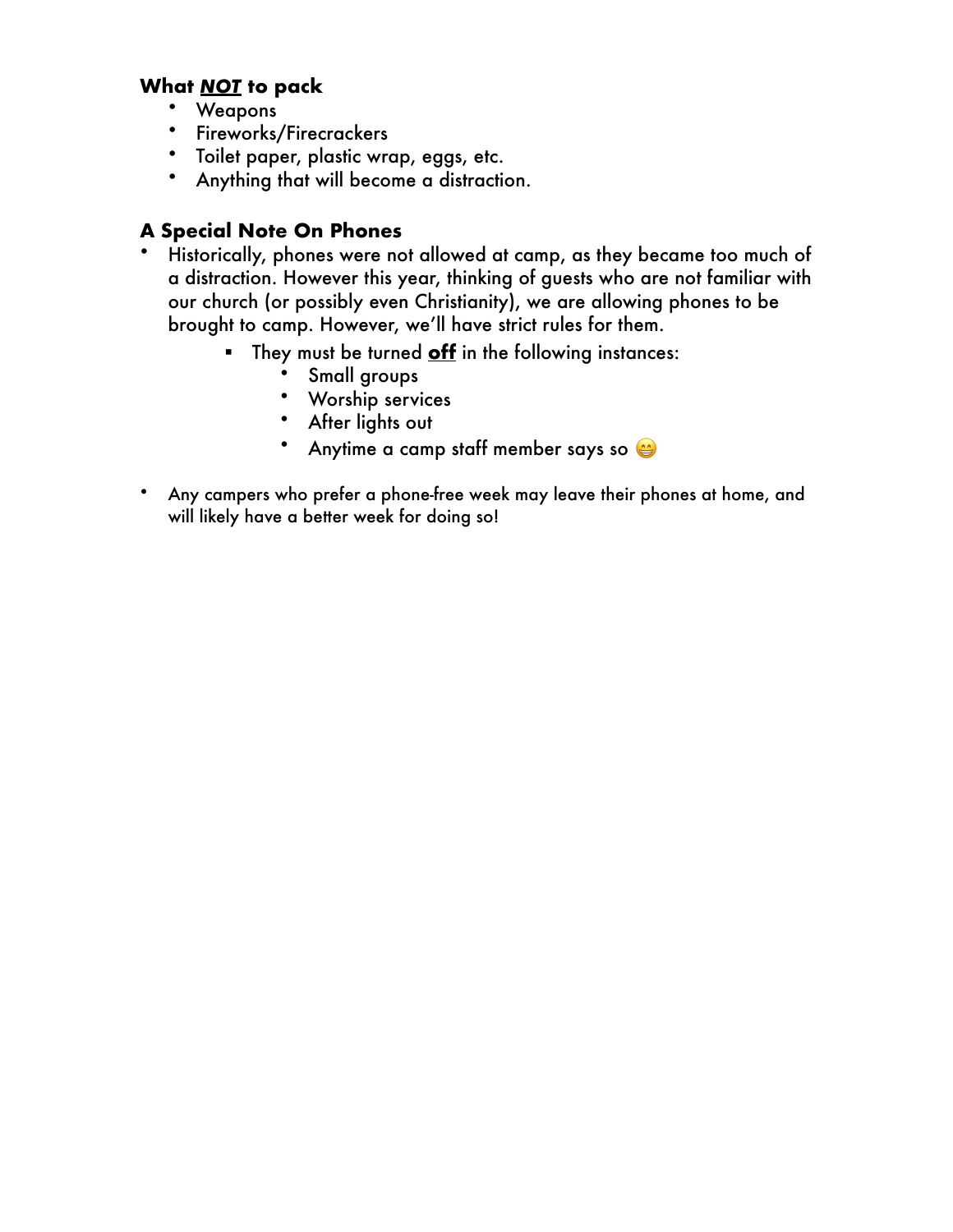### What ***NOT*** to pack

- Weapons
- Fireworks/Firecrackers
- Toilet paper, plastic wrap, eggs, etc.
- Anything that will become a distraction.

### A Special Note On Phones

- Historically, phones were not allowed at camp, as they became too much of a distraction. However this year, thinking of guests who are not familiar with our church (or possibly even Christianity), we are allowing phones to be brought to camp. However, we'll have strict rules for them.
  - They must be turned **off** in the following instances:
    - Small groups
    - Worship services
    - After lights out
    - Anytime a camp staff member says so 😁
- Any campers who prefer a phone-free week may leave their phones at home, and will likely have a better week for doing so!